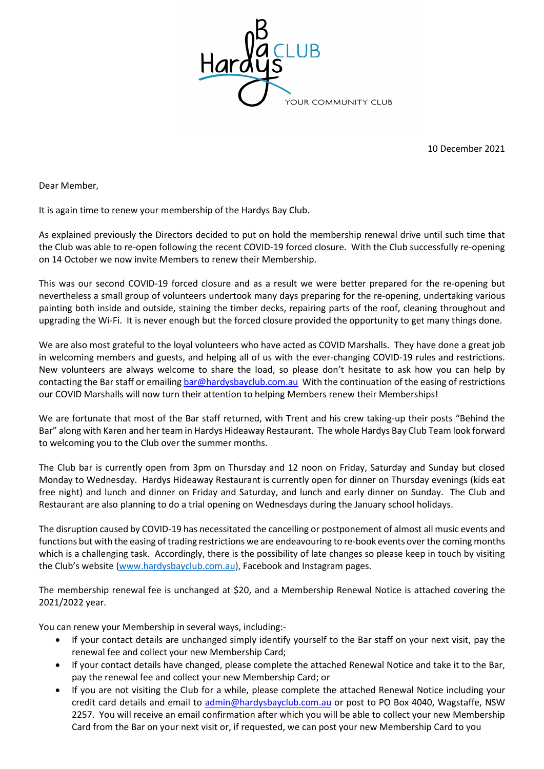Hardys Bay CLUB
YOUR COMMUNITY CLUB

10 December 2021

Dear Member,

It is again time to renew your membership of the Hardys Bay Club.

As explained previously the Directors decided to put on hold the membership renewal drive until such time that the Club was able to re-open following the recent COVID-19 forced closure. With the Club successfully re-opening on 14 October we now invite Members to renew their Membership.

This was our second COVID-19 forced closure and as a result we were better prepared for the re-opening but nevertheless a small group of volunteers undertook many days preparing for the re-opening, undertaking various painting both inside and outside, staining the timber decks, repairing parts of the roof, cleaning throughout and upgrading the Wi-Fi. It is never enough but the forced closure provided the opportunity to get many things done.

We are also most grateful to the loyal volunteers who have acted as COVID Marshalls. They have done a great job in welcoming members and guests, and helping all of us with the ever-changing COVID-19 rules and restrictions. New volunteers are always welcome to share the load, so please don't hesitate to ask how you can help by contacting the Bar staff or emailing bar@hardysbayclub.com.au With the continuation of the easing of restrictions our COVID Marshalls will now turn their attention to helping Members renew their Memberships!

We are fortunate that most of the Bar staff returned, with Trent and his crew taking-up their posts "Behind the Bar" along with Karen and her team in Hardys Hideaway Restaurant. The whole Hardys Bay Club Team look forward to welcoming you to the Club over the summer months.

The Club bar is currently open from 3pm on Thursday and 12 noon on Friday, Saturday and Sunday but closed Monday to Wednesday. Hardys Hideaway Restaurant is currently open for dinner on Thursday evenings (kids eat free night) and lunch and dinner on Friday and Saturday, and lunch and early dinner on Sunday. The Club and Restaurant are also planning to do a trial opening on Wednesdays during the January school holidays.

The disruption caused by COVID-19 has necessitated the cancelling or postponement of almost all music events and functions but with the easing of trading restrictions we are endeavouring to re-book events over the coming months which is a challenging task. Accordingly, there is the possibility of late changes so please keep in touch by visiting the Club's website (www.hardysbayclub.com.au), Facebook and Instagram pages.

The membership renewal fee is unchanged at $20, and a Membership Renewal Notice is attached covering the 2021/2022 year.

You can renew your Membership in several ways, including:-

- If your contact details are unchanged simply identify yourself to the Bar staff on your next visit, pay the renewal fee and collect your new Membership Card;
- If your contact details have changed, please complete the attached Renewal Notice and take it to the Bar, pay the renewal fee and collect your new Membership Card; or
- If you are not visiting the Club for a while, please complete the attached Renewal Notice including your credit card details and email to admin@hardysbayclub.com.au or post to PO Box 4040, Wagstaffe, NSW 2257. You will receive an email confirmation after which you will be able to collect your new Membership Card from the Bar on your next visit or, if requested, we can post your new Membership Card to you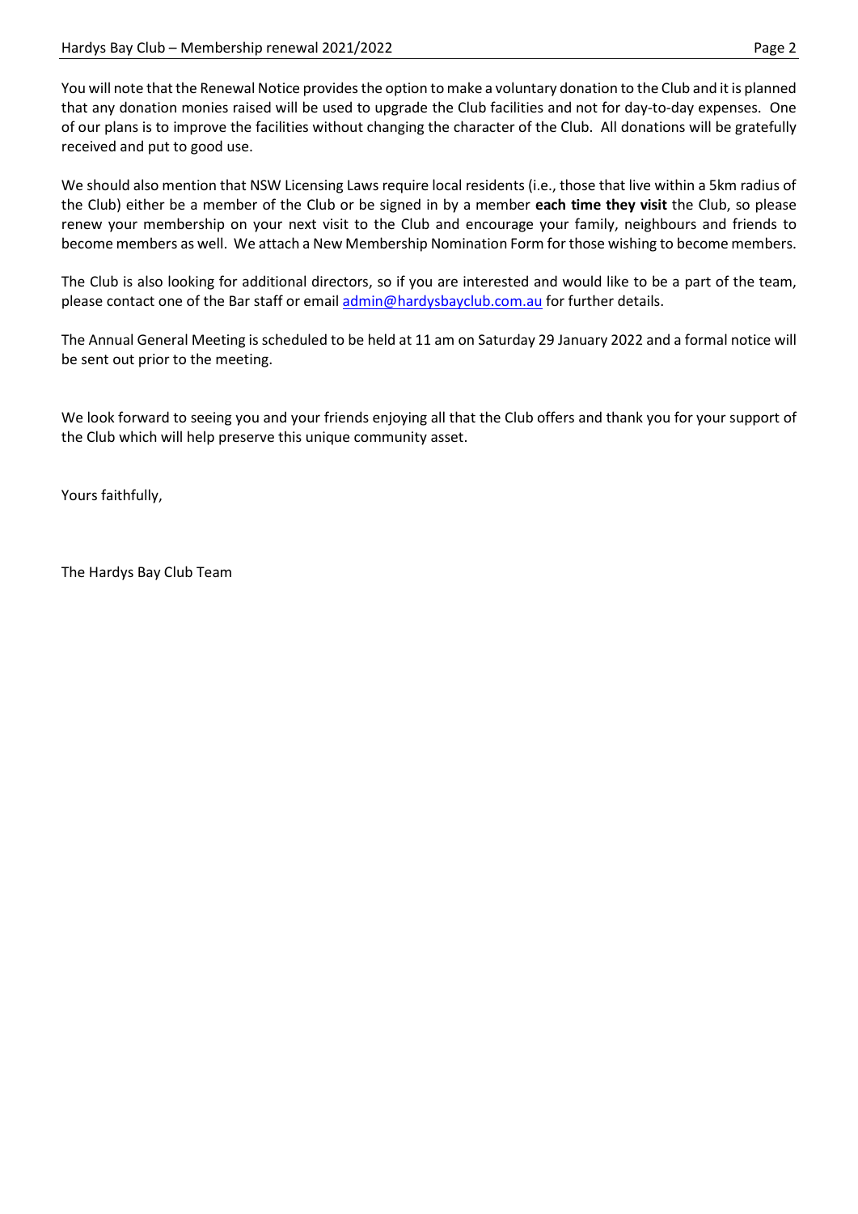You will note that the Renewal Notice provides the option to make a voluntary donation to the Club and it is planned that any donation monies raised will be used to upgrade the Club facilities and not for day-to-day expenses. One of our plans is to improve the facilities without changing the character of the Club. All donations will be gratefully received and put to good use.

We should also mention that NSW Licensing Laws require local residents (i.e., those that live within a 5km radius of the Club) either be a member of the Club or be signed in by a member **each time they visit** the Club, so please renew your membership on your next visit to the Club and encourage your family, neighbours and friends to become members as well. We attach a New Membership Nomination Form for those wishing to become members.

The Club is also looking for additional directors, so if you are interested and would like to be a part of the team, please contact one of the Bar staff or email admin@hardysbayclub.com.au for further details.

The Annual General Meeting is scheduled to be held at 11 am on Saturday 29 January 2022 and a formal notice will be sent out prior to the meeting.

We look forward to seeing you and your friends enjoying all that the Club offers and thank you for your support of the Club which will help preserve this unique community asset.

Yours faithfully,

The Hardys Bay Club Team